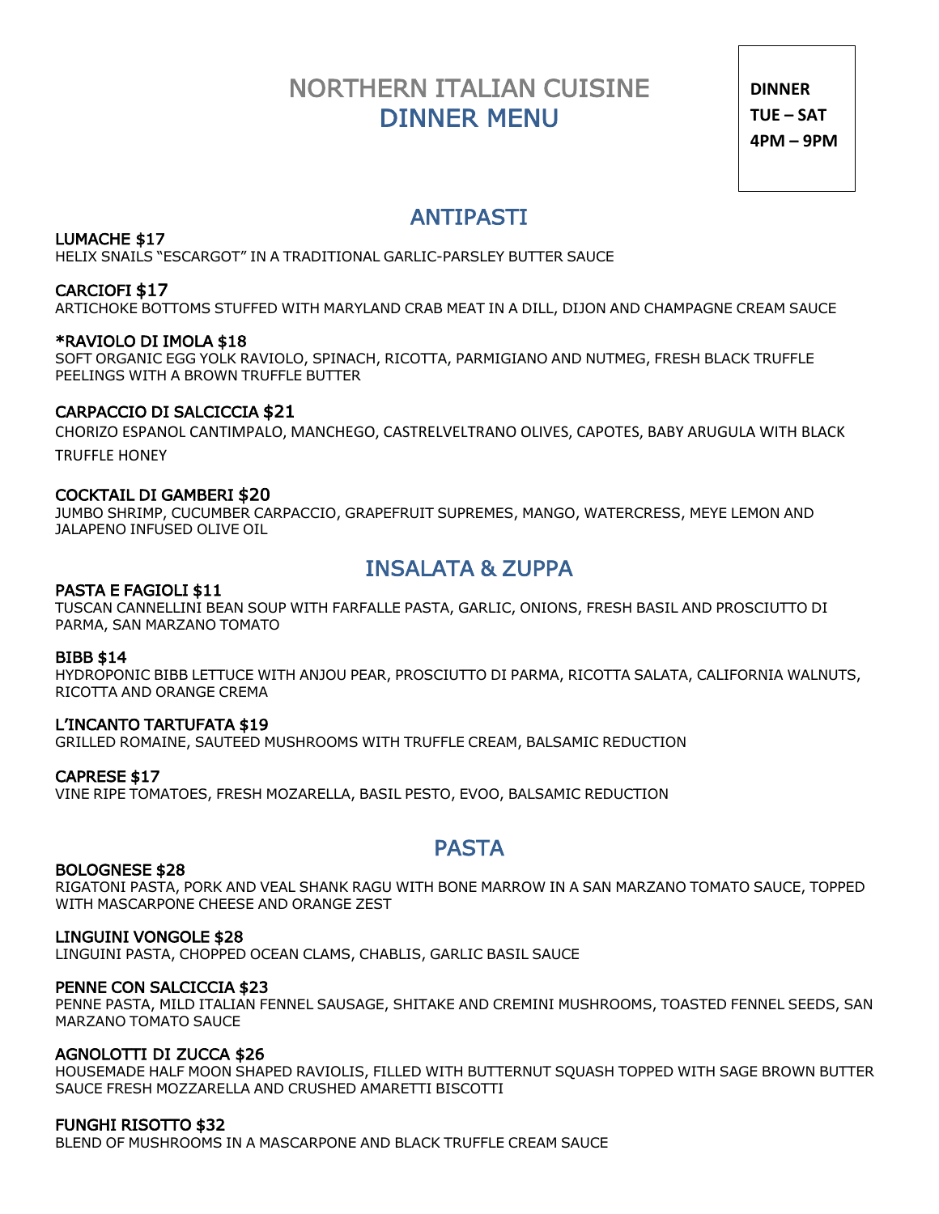# NORTHERN ITALIAN CUISINE
# DINNER MENU

**DINNER**
**TUE – SAT**
**4PM – 9PM**

## ANTIPASTI

### LUMACHE $17
HELIX SNAILS "ESCARGOT" IN A TRADITIONAL GARLIC-PARSLEY BUTTER SAUCE

### CARCIOFI $17
ARTICHOKE BOTTOMS STUFFED WITH MARYLAND CRAB MEAT IN A DILL, DIJON AND CHAMPAGNE CREAM SAUCE

### *RAVIOLO DI IMOLA $18
SOFT ORGANIC EGG YOLK RAVIOLO, SPINACH, RICOTTA, PARMIGIANO AND NUTMEG, FRESH BLACK TRUFFLE PEELINGS WITH A BROWN TRUFFLE BUTTER

### CARPACCIO DI SALCICCIA $21
CHORIZO ESPANOL CANTIMPALO, MANCHEGO, CASTRELVELTRANO OLIVES, CAPOTES, BABY ARUGULA WITH BLACK TRUFFLE HONEY

### COCKTAIL DI GAMBERI $20
JUMBO SHRIMP, CUCUMBER CARPACCIO, GRAPEFRUIT SUPREMES, MANGO, WATERCRESS, MEYE LEMON AND JALAPENO INFUSED OLIVE OIL

## INSALATA & ZUPPA

### PASTA E FAGIOLI $11
TUSCAN CANNELLINI BEAN SOUP WITH FARFALLE PASTA, GARLIC, ONIONS, FRESH BASIL AND PROSCIUTTO DI PARMA, SAN MARZANO TOMATO

### BIBB $14
HYDROPONIC BIBB LETTUCE WITH ANJOU PEAR, PROSCIUTTO DI PARMA, RICOTTA SALATA, CALIFORNIA WALNUTS, RICOTTA AND ORANGE CREMA

### L'INCANTO TARTUFATA $19
GRILLED ROMAINE, SAUTEED MUSHROOMS WITH TRUFFLE CREAM, BALSAMIC REDUCTION

### CAPRESE $17
VINE RIPE TOMATOES, FRESH MOZARELLA, BASIL PESTO, EVOO, BALSAMIC REDUCTION

## PASTA

### BOLOGNESE $28
RIGATONI PASTA, PORK AND VEAL SHANK RAGU WITH BONE MARROW IN A SAN MARZANO TOMATO SAUCE, TOPPED WITH MASCARPONE CHEESE AND ORANGE ZEST

### LINGUINI VONGOLE $28
LINGUINI PASTA, CHOPPED OCEAN CLAMS, CHABLIS, GARLIC BASIL SAUCE

### PENNE CON SALCICCIA $23
PENNE PASTA, MILD ITALIAN FENNEL SAUSAGE, SHITAKE AND CREMINI MUSHROOMS, TOASTED FENNEL SEEDS, SAN MARZANO TOMATO SAUCE

### AGNOLOTTI DI ZUCCA $26
HOUSEMADE HALF MOON SHAPED RAVIOLIS, FILLED WITH BUTTERNUT SQUASH TOPPED WITH SAGE BROWN BUTTER SAUCE FRESH MOZZARELLA AND CRUSHED AMARETTI BISCOTTI

### FUNGHI RISOTTO $32
BLEND OF MUSHROOMS IN A MASCARPONE AND BLACK TRUFFLE CREAM SAUCE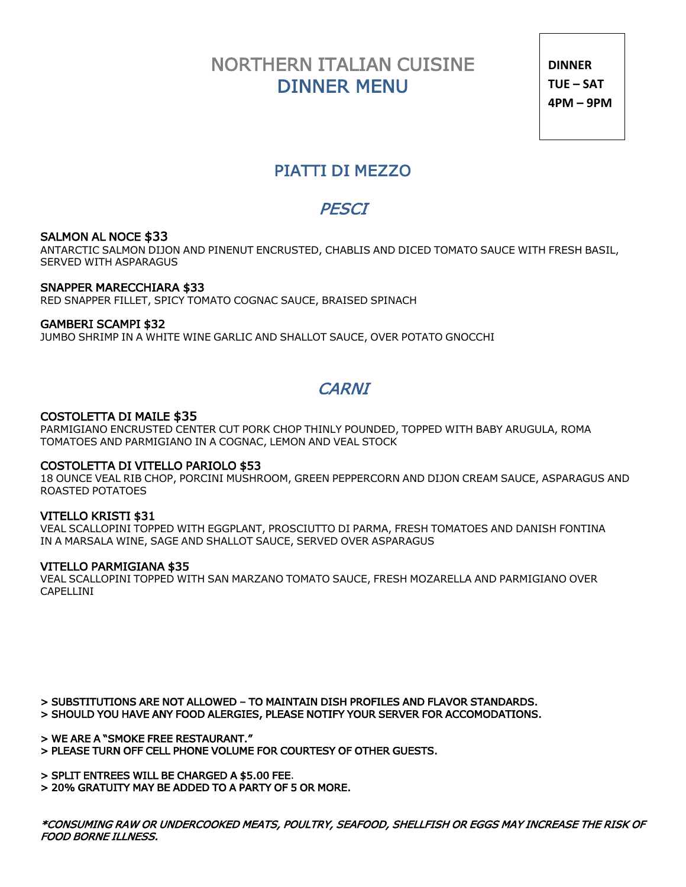# NORTHERN ITALIAN CUISINE
# DINNER MENU

**DINNER**
**TUE – SAT**
**4PM – 9PM**

## PIATTI DI MEZZO

### *PESCI*

**SALMON AL NOCE $33**
ANTARCTIC SALMON DIJON AND PINENUT ENCRUSTED, CHABLIS AND DICED TOMATO SAUCE WITH FRESH BASIL, SERVED WITH ASPARAGUS

**SNAPPER MARECCHIARA $33**
RED SNAPPER FILLET, SPICY TOMATO COGNAC SAUCE, BRAISED SPINACH

**GAMBERI SCAMPI $32**
JUMBO SHRIMP IN A WHITE WINE GARLIC AND SHALLOT SAUCE, OVER POTATO GNOCCHI

### *CARNI*

**COSTOLETTA DI MAILE $35**
PARMIGIANO ENCRUSTED CENTER CUT PORK CHOP THINLY POUNDED, TOPPED WITH BABY ARUGULA, ROMA TOMATOES AND PARMIGIANO IN A COGNAC, LEMON AND VEAL STOCK

**COSTOLETTA DI VITELLO PARIOLO $53**
18 OUNCE VEAL RIB CHOP, PORCINI MUSHROOM, GREEN PEPPERCORN AND DIJON CREAM SAUCE, ASPARAGUS AND ROASTED POTATOES

**VITELLO KRISTI $31**
VEAL SCALLOPINI TOPPED WITH EGGPLANT, PROSCIUTTO DI PARMA, FRESH TOMATOES AND DANISH FONTINA IN A MARSALA WINE, SAGE AND SHALLOT SAUCE, SERVED OVER ASPARAGUS

**VITELLO PARMIGIANA $35**
VEAL SCALLOPINI TOPPED WITH SAN MARZANO TOMATO SAUCE, FRESH MOZARELLA AND PARMIGIANO OVER CAPELLINI

> SUBSTITUTIONS ARE NOT ALLOWED – TO MAINTAIN DISH PROFILES AND FLAVOR STANDARDS.
> SHOULD YOU HAVE ANY FOOD ALERGIES, PLEASE NOTIFY YOUR SERVER FOR ACCOMODATIONS.

> WE ARE A "SMOKE FREE RESTAURANT."
> PLEASE TURN OFF CELL PHONE VOLUME FOR COURTESY OF OTHER GUESTS.

> SPLIT ENTREES WILL BE CHARGED A $5.00 FEE.
> 20% GRATUITY MAY BE ADDED TO A PARTY OF 5 OR MORE.

***CONSUMING RAW OR UNDERCOOKED MEATS, POULTRY, SEAFOOD, SHELLFISH OR EGGS MAY INCREASE THE RISK OF FOOD BORNE ILLNESS.***